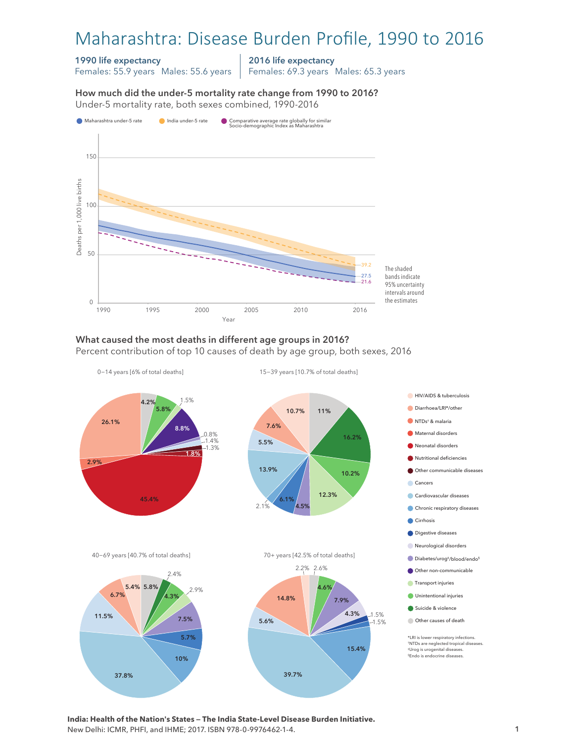# Maharashtra: Disease Burden Profile, 1990 to 2016

**1990 life expectancy**
Females: 55.9 years Males: 55.6 years

**2016 life expectancy**
Females: 69.3 years Males: 65.3 years

### How much did the under-5 mortality rate change from 1990 to 2016?

Under-5 mortality rate, both sexes combined, 1990-2016

- Maharashtra under-5 rate
- India under-5 rate
- Comparative average rate globally for similar Socio-demographic Index as Maharashtra

Deaths per 1,000 live births (0–150), Year (1990–2016)

2016 values: India 39.2; Maharashtra 27.5; Comparative global average 21.6

The shaded bands indicate 95% uncertainty intervals around the estimates

### What caused the most deaths in different age groups in 2016?

Percent contribution of top 10 causes of death by age group, both sexes, 2016

**0–14 years [6% of total deaths]**: 45.4%, 26.1%, 8.8%, 5.8%, 4.2%, 2.9%, 1.8%, 1.5%, 1.4%, 1.3%, 0.8%

**15–39 years [10.7% of total deaths]**: 16.2%, 13.9%, 12.3%, 11%, 10.7%, 10.2%, 7.6%, 6.1%, 5.5%, 4.5%, 2.1%

**40–69 years [40.7% of total deaths]**: 37.8%, 11.5%, 10%, 7.5%, 6.7%, 5.8%, 5.7%, 5.4%, 4.3%, 2.9%, 2.4%

**70+ years [42.5% of total deaths]**: 39.7%, 15.4%, 14.8%, 7.9%, 5.6%, 4.6%, 4.3%, 2.6%, 2.2%, 1.5%, 1.5%

- HIV/AIDS & tuberculosis
- Diarrhoea/LRI*/other
- NTDs† & malaria
- Maternal disorders
- Neonatal disorders
- Nutritional deficiencies
- Other communicable diseases
- Cancers
- Cardiovascular diseases
- Chronic respiratory diseases
- Cirrhosis
- Digestive diseases
- Neurological disorders
- Diabetes/urog‡/blood/endo§
- Other non-communicable
- Transport injuries
- Unintentional injuries
- Suicide & violence
- Other causes of death

*LRI is lower respiratory infections.
†NTDs are neglected tropical diseases.
‡Urog is urogenital diseases.
§Endo is endocrine diseases.

**India: Health of the Nation's States — The India State-Level Disease Burden Initiative.**
New Delhi: ICMR, PHFI, and IHME; 2017. ISBN 978-0-9976462-1-4.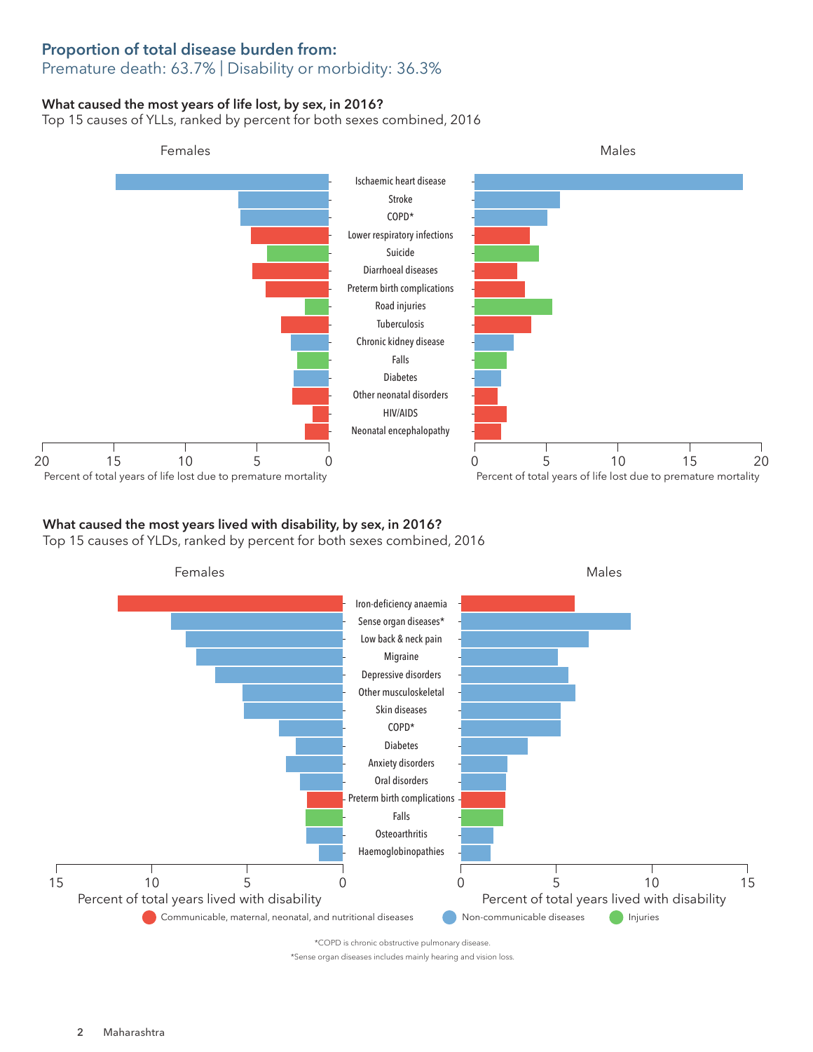## Proportion of total disease burden from:

Premature death: 63.7% | Disability or morbidity: 36.3%

### What caused the most years of life lost, by sex, in 2016?

Top 15 causes of YLLs, ranked by percent for both sexes combined, 2016

Females | Males

- Ischaemic heart disease
- Stroke
- COPD*
- Lower respiratory infections
- Suicide
- Diarrhoeal diseases
- Preterm birth complications
- Road injuries
- Tuberculosis
- Chronic kidney disease
- Falls
- Diabetes
- Other neonatal disorders
- HIV/AIDS
- Neonatal encephalopathy

Percent of total years of life lost due to premature mortality

### What caused the most years lived with disability, by sex, in 2016?

Top 15 causes of YLDs, ranked by percent for both sexes combined, 2016

Females | Males

- Iron-deficiency anaemia
- Sense organ diseases*
- Low back & neck pain
- Migraine
- Depressive disorders
- Other musculoskeletal
- Skin diseases
- COPD*
- Diabetes
- Anxiety disorders
- Oral disorders
- Preterm birth complications
- Falls
- Osteoarthritis
- Haemoglobinopathies

Percent of total years lived with disability

Communicable, maternal, neonatal, and nutritional diseases | Non-communicable diseases | Injuries

*COPD is chronic obstructive pulmonary disease.

*Sense organ diseases includes mainly hearing and vision loss.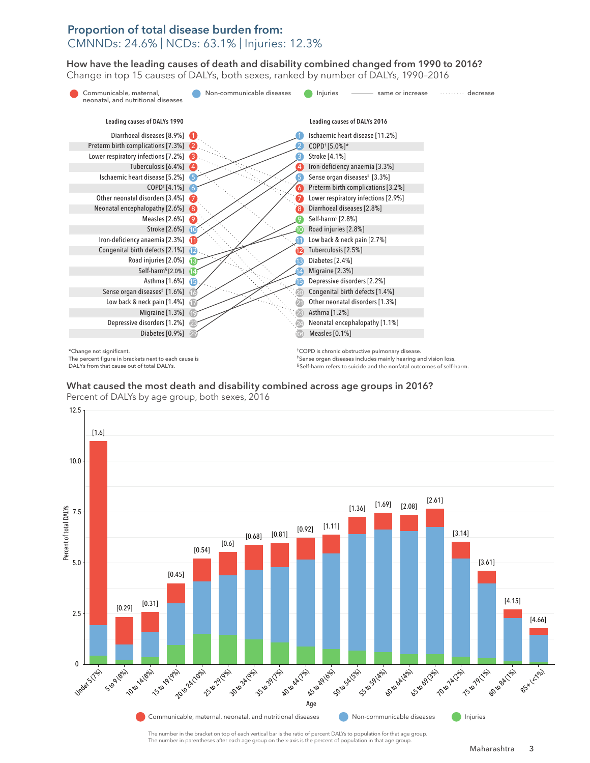## Proportion of total disease burden from:

CMNNDs: 24.6% | NCDs: 63.1% | Injuries: 12.3%

### How have the leading causes of death and disability combined changed from 1990 to 2016?

Change in top 15 causes of DALYs, both sexes, ranked by number of DALYs, 1990–2016

Legend: Communicable, maternal, neonatal, and nutritional diseases | Non-communicable diseases | Injuries | ——— same or increase | ········ decrease

| Rank | Leading causes of DALYs 1990 | Rank | Leading causes of DALYs 2016 |
|---|---|---|---|
| 1 | Diarrhoeal diseases [8.9%] | 1 | Ischaemic heart disease [11.2%] |
| 2 | Preterm birth complications [7.3%] | 2 | COPD† [5.0%]* |
| 3 | Lower respiratory infections [7.2%] | 3 | Stroke [4.1%] |
| 4 | Tuberculosis [6.4%] | 4 | Iron-deficiency anaemia [3.3%] |
| 5 | Ischaemic heart disease [5.2%] | 5 | Sense organ diseases‡ [3.3%] |
| 6 | COPD† [4.1%] | 6 | Preterm birth complications [3.2%] |
| 7 | Other neonatal disorders [3.4%] | 7 | Lower respiratory infections [2.9%] |
| 8 | Neonatal encephalopathy [2.6%] | 8 | Diarrhoeal diseases [2.8%] |
| 9 | Measles [2.6%] | 9 | Self-harm§ [2.8%] |
| 10 | Stroke [2.6%] | 10 | Road injuries [2.8%] |
| 11 | Iron-deficiency anaemia [2.3%] | 11 | Low back & neck pain [2.7%] |
| 12 | Congenital birth defects [2.1%] | 12 | Tuberculosis [2.5%] |
| 13 | Road injuries [2.0%] | 13 | Diabetes [2.4%] |
| 14 | Self-harm§ [2.0%] | 14 | Migraine [2.3%] |
| 15 | Asthma [1.6%] | 15 | Depressive disorders [2.2%] |
| 16 | Sense organ diseases‡ [1.6%] | 20 | Congenital birth defects [1.4%] |
| 17 | Low back & neck pain [1.4%] | 21 | Other neonatal disorders [1.3%] |
| 19 | Migraine [1.3%] | 23 | Asthma [1.2%] |
| 23 | Depressive disorders [1.2%] | 24 | Neonatal encephalopathy [1.1%] |
| 29 | Diabetes [0.9%] | 104 | Measles [0.1%] |

*Change not significant.
The percent figure in brackets next to each cause is DALYs from that cause out of total DALYs.

†COPD is chronic obstructive pulmonary disease.
‡Sense organ diseases includes mainly hearing and vision loss.
§Self-harm refers to suicide and the nonfatal outcomes of self-harm.

### What caused the most death and disability combined across age groups in 2016?

Percent of DALYs by age group, both sexes, 2016

| Age (percent of population) | Ratio of percent DALYs to population |
|---|---|
| Under 5 (7%) | [1.6] |
| 5 to 9 (8%) | [0.29] |
| 10 to 14 (8%) | [0.31] |
| 15 to 19 (9%) | [0.45] |
| 20 to 24 (10%) | [0.54] |
| 25 to 29 (9%) | [0.6] |
| 30 to 34 (9%) | [0.68] |
| 35 to 39 (7%) | [0.81] |
| 40 to 44 (7%) | [0.92] |
| 45 to 49 (6%) | [1.11] |
| 50 to 54 (5%) | [1.36] |
| 55 to 59 (4%) | [1.69] |
| 60 to 64 (4%) | [2.08] |
| 65 to 69 (3%) | [2.61] |
| 70 to 74 (2%) | [3.14] |
| 75 to 79 (1%) | [3.61] |
| 80 to 84 (1%) | [4.15] |
| 85+ (<1%) | [4.66] |

Legend: Communicable, maternal, neonatal, and nutritional diseases | Non-communicable diseases | Injuries

The number in the bracket on top of each vertical bar is the ratio of percent DALYs to population for that age group.
The number in parentheses after each age group on the x-axis is the percent of population in that age group.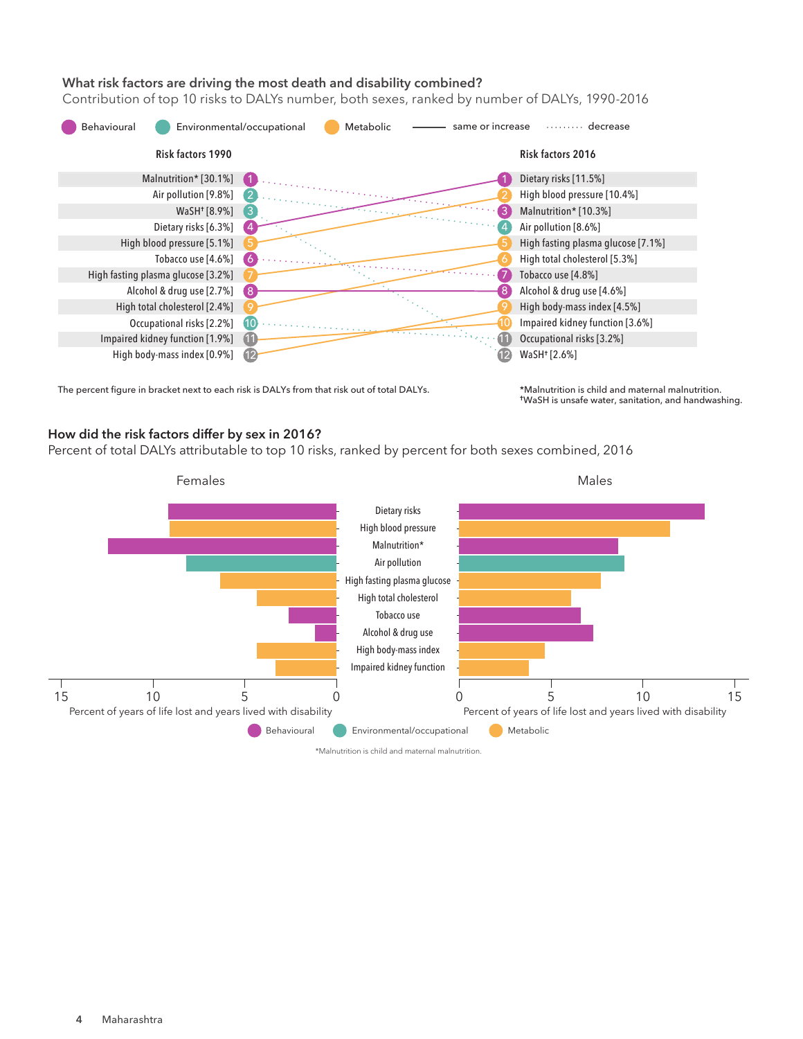### What risk factors are driving the most death and disability combined?

Contribution of top 10 risks to DALYs number, both sexes, ranked by number of DALYs, 1990-2016

Behavioural | Environmental/occupational | Metabolic | same or increase | decrease

**Risk factors 1990**

1 Malnutrition* [30.1%]
2 Air pollution [9.8%]
3 WaSH† [8.9%]
4 Dietary risks [6.3%]
5 High blood pressure [5.1%]
6 Tobacco use [4.6%]
7 High fasting plasma glucose [3.2%]
8 Alcohol & drug use [2.7%]
9 High total cholesterol [2.4%]
10 Occupational risks [2.2%]
11 Impaired kidney function [1.9%]
12 High body-mass index [0.9%]

**Risk factors 2016**

1 Dietary risks [11.5%]
2 High blood pressure [10.4%]
3 Malnutrition* [10.3%]
4 Air pollution [8.6%]
5 High fasting plasma glucose [7.1%]
6 High total cholesterol [5.3%]
7 Tobacco use [4.8%]
8 Alcohol & drug use [4.6%]
9 High body-mass index [4.5%]
10 Impaired kidney function [3.6%]
11 Occupational risks [3.2%]
12 WaSH† [2.6%]

The percent figure in bracket next to each risk is DALYs from that risk out of total DALYs.

*Malnutrition is child and maternal malnutrition.
†WaSH is unsafe water, sanitation, and handwashing.

### How did the risk factors differ by sex in 2016?

Percent of total DALYs attributable to top 10 risks, ranked by percent for both sexes combined, 2016

Females | Males

Dietary risks
High blood pressure
Malnutrition*
Air pollution
High fasting plasma glucose
High total cholesterol
Tobacco use
Alcohol & drug use
High body-mass index
Impaired kidney function

15 10 5 0 | 0 5 10 15

Percent of years of life lost and years lived with disability

Behavioural | Environmental/occupational | Metabolic

*Malnutrition is child and maternal malnutrition.